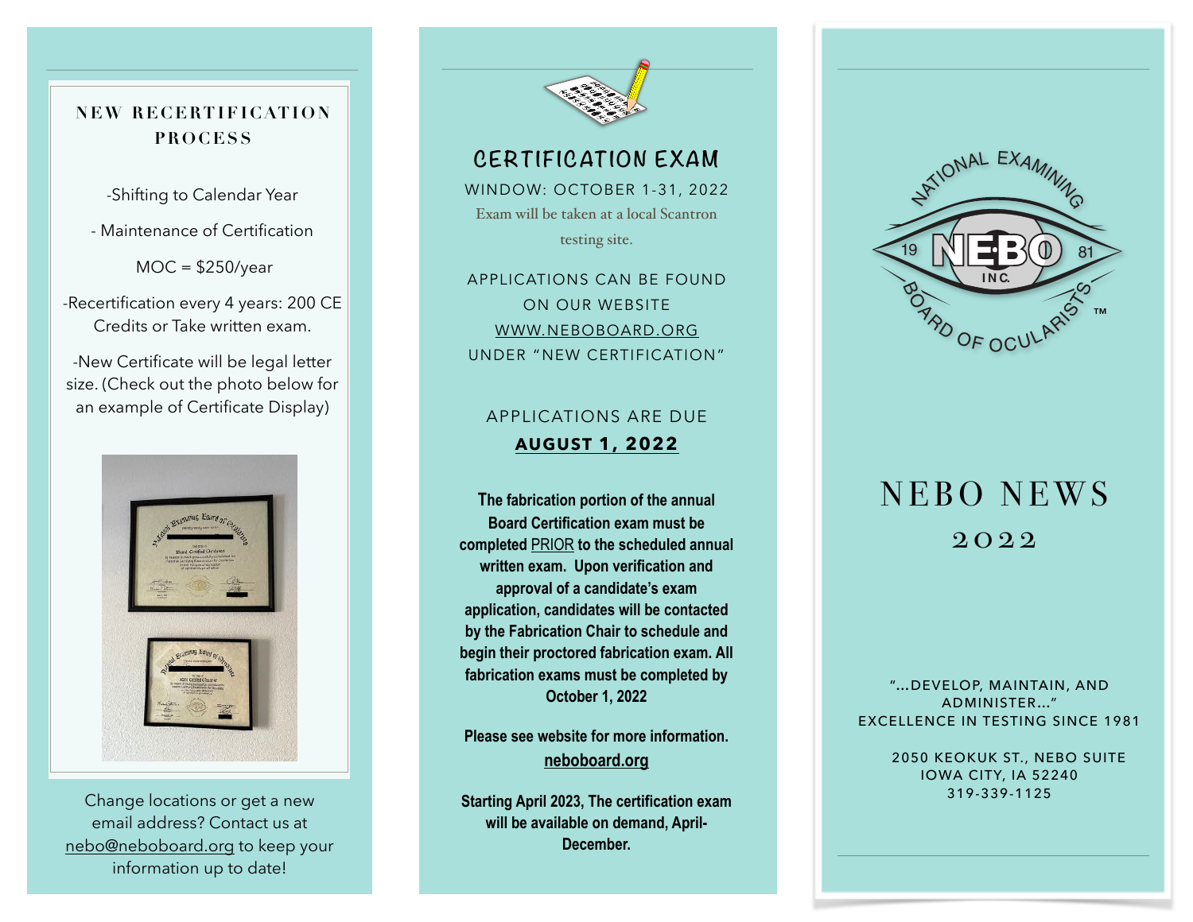## NEW RECERTIFICATION PROCESS

-Shifting to Calendar Year

- Maintenance of Certification

MOC = $250/year

-Recertification every 4 years: 200 CE Credits or Take written exam.

-New Certificate will be legal letter size. (Check out the photo below for an example of Certificate Display)

Change locations or get a new email address? Contact us at nebo@neboboard.org to keep your information up to date!

## CERTIFICATION EXAM

WINDOW: OCTOBER 1-31, 2022

Exam will be taken at a local Scantron testing site.

APPLICATIONS CAN BE FOUND ON OUR WEBSITE WWW.NEBOBOARD.ORG UNDER "NEW CERTIFICATION"

APPLICATIONS ARE DUE

**AUGUST 1, 2022**

**The fabrication portion of the annual Board Certification exam must be completed PRIOR to the scheduled annual written exam. Upon verification and approval of a candidate's exam application, candidates will be contacted by the Fabrication Chair to schedule and begin their proctored fabrication exam. All fabrication exams must be completed by October 1, 2022**

**Please see website for more information. neboboard.org**

**Starting April 2023, The certification exam will be available on demand, April-December.**

NATIONAL EXAMINING BOARD OF OCULARISTS 1981 NEBO INC.™

# NEBO NEWS

## 2022

"...DEVELOP, MAINTAIN, AND ADMINISTER..."
EXCELLENCE IN TESTING SINCE 1981

2050 KEOKUK ST., NEBO SUITE
IOWA CITY, IA 52240
319-339-1125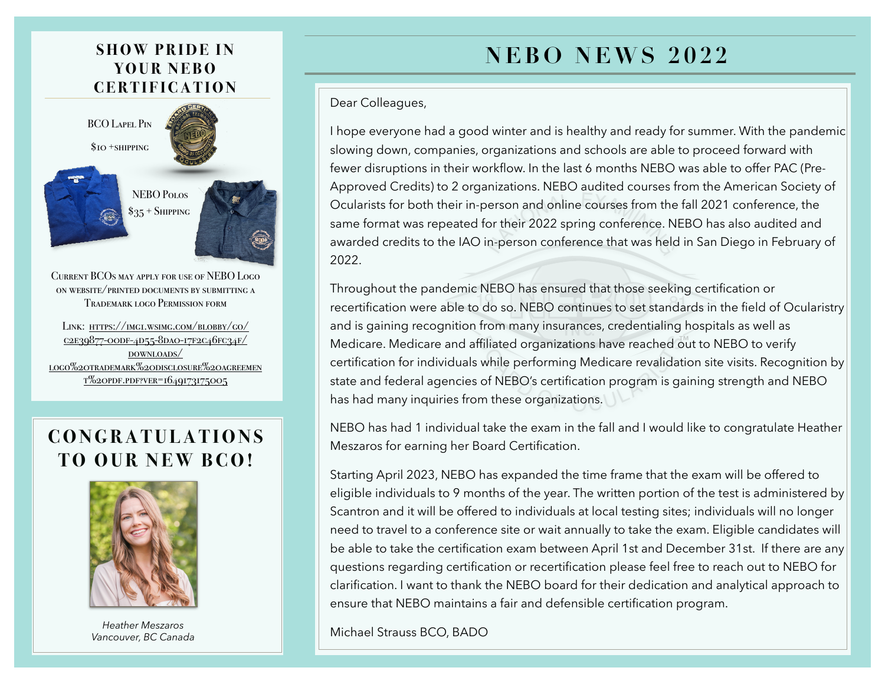## SHOW PRIDE IN YOUR NEBO CERTIFICATION

BCO Lapel Pin

$10 +shipping

NEBO Polos

$35 + Shipping

Current BCOs may apply for use of NEBO Logo on website/printed documents by submitting a Trademark logo Permission form

Link: https://img1.wsimg.com/blobby/go/c2e39877-00df-4d55-8da0-17f2c46fc34f/downloads/logo%20trademark%20disclosure%20agreement%20pdf.pdf?ver=1649173175005

## CONGRATULATIONS TO OUR NEW BCO!

*Heather Meszaros*
*Vancouver, BC Canada*

# NEBO NEWS 2022

Dear Colleagues,

I hope everyone had a good winter and is healthy and ready for summer. With the pandemic slowing down, companies, organizations and schools are able to proceed forward with fewer disruptions in their workflow. In the last 6 months NEBO was able to offer PAC (Pre-Approved Credits) to 2 organizations. NEBO audited courses from the American Society of Ocularists for both their in-person and online courses from the fall 2021 conference, the same format was repeated for their 2022 spring conference. NEBO has also audited and awarded credits to the IAO in-person conference that was held in San Diego in February of 2022.

Throughout the pandemic NEBO has ensured that those seeking certification or recertification were able to do so. NEBO continues to set standards in the field of Ocularistry and is gaining recognition from many insurances, credentialing hospitals as well as Medicare. Medicare and affiliated organizations have reached out to NEBO to verify certification for individuals while performing Medicare revalidation site visits. Recognition by state and federal agencies of NEBO's certification program is gaining strength and NEBO has had many inquiries from these organizations.

NEBO has had 1 individual take the exam in the fall and I would like to congratulate Heather Meszaros for earning her Board Certification.

Starting April 2023, NEBO has expanded the time frame that the exam will be offered to eligible individuals to 9 months of the year. The written portion of the test is administered by Scantron and it will be offered to individuals at local testing sites; individuals will no longer need to travel to a conference site or wait annually to take the exam. Eligible candidates will be able to take the certification exam between April 1st and December 31st. If there are any questions regarding certification or recertification please feel free to reach out to NEBO for clarification. I want to thank the NEBO board for their dedication and analytical approach to ensure that NEBO maintains a fair and defensible certification program.

Michael Strauss BCO, BADO